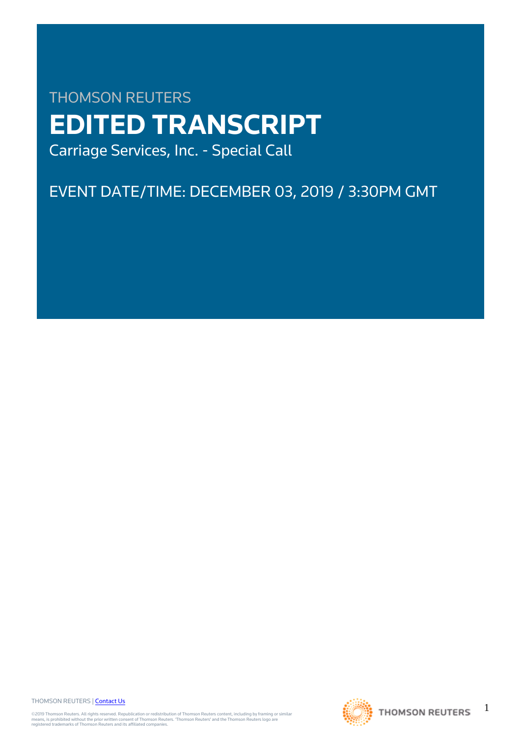THOMSON REUTERS

# EDITED TRANSCRIPT

Carriage Services, Inc. - Special Call

EVENT DATE/TIME: DECEMBER 03, 2019 / 3:30PM GMT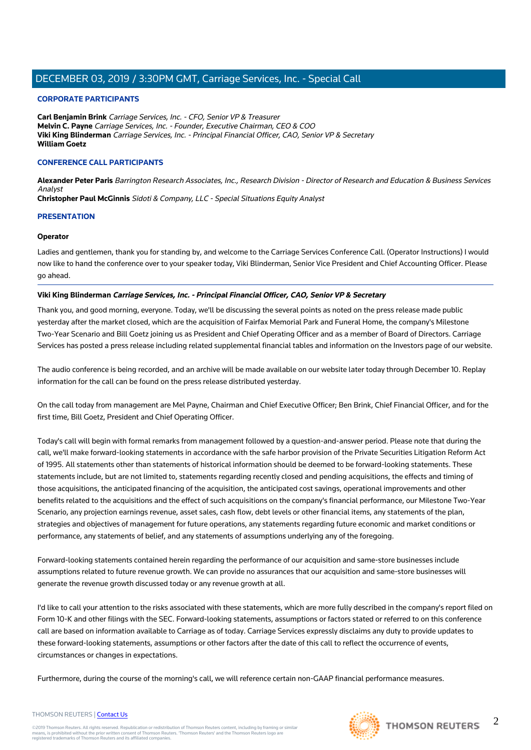## CORPORATE PARTICIPANTS

**Carl Benjamin Brink** *Carriage Services, Inc. - CFO, Senior VP & Treasurer*
**Melvin C. Payne** *Carriage Services, Inc. - Founder, Executive Chairman, CEO & COO*
**Viki King Blinderman** *Carriage Services, Inc. - Principal Financial Officer, CAO, Senior VP & Secretary*
**William Goetz**

## CONFERENCE CALL PARTICIPANTS

**Alexander Peter Paris** *Barrington Research Associates, Inc., Research Division - Director of Research and Education & Business Services Analyst*
**Christopher Paul McGinnis** *Sidoti & Company, LLC - Special Situations Equity Analyst*

## PRESENTATION

**Operator**

Ladies and gentlemen, thank you for standing by, and welcome to the Carriage Services Conference Call. (Operator Instructions) I would now like to hand the conference over to your speaker today, Viki Blinderman, Senior Vice President and Chief Accounting Officer. Please go ahead.

---

**Viki King Blinderman** ***Carriage Services, Inc. - Principal Financial Officer, CAO, Senior VP & Secretary***

Thank you, and good morning, everyone. Today, we'll be discussing the several points as noted on the press release made public yesterday after the market closed, which are the acquisition of Fairfax Memorial Park and Funeral Home, the company's Milestone Two-Year Scenario and Bill Goetz joining us as President and Chief Operating Officer and as a member of Board of Directors. Carriage Services has posted a press release including related supplemental financial tables and information on the Investors page of our website.

The audio conference is being recorded, and an archive will be made available on our website later today through December 10. Replay information for the call can be found on the press release distributed yesterday.

On the call today from management are Mel Payne, Chairman and Chief Executive Officer; Ben Brink, Chief Financial Officer, and for the first time, Bill Goetz, President and Chief Operating Officer.

Today's call will begin with formal remarks from management followed by a question-and-answer period. Please note that during the call, we'll make forward-looking statements in accordance with the safe harbor provision of the Private Securities Litigation Reform Act of 1995. All statements other than statements of historical information should be deemed to be forward-looking statements. These statements include, but are not limited to, statements regarding recently closed and pending acquisitions, the effects and timing of those acquisitions, the anticipated financing of the acquisition, the anticipated cost savings, operational improvements and other benefits related to the acquisitions and the effect of such acquisitions on the company's financial performance, our Milestone Two-Year Scenario, any projection earnings revenue, asset sales, cash flow, debt levels or other financial items, any statements of the plan, strategies and objectives of management for future operations, any statements regarding future economic and market conditions or performance, any statements of belief, and any statements of assumptions underlying any of the foregoing.

Forward-looking statements contained herein regarding the performance of our acquisition and same-store businesses include assumptions related to future revenue growth. We can provide no assurances that our acquisition and same-store businesses will generate the revenue growth discussed today or any revenue growth at all.

I'd like to call your attention to the risks associated with these statements, which are more fully described in the company's report filed on Form 10-K and other filings with the SEC. Forward-looking statements, assumptions or factors stated or referred to on this conference call are based on information available to Carriage as of today. Carriage Services expressly disclaims any duty to provide updates to these forward-looking statements, assumptions or other factors after the date of this call to reflect the occurrence of events, circumstances or changes in expectations.

Furthermore, during the course of the morning's call, we will reference certain non-GAAP financial performance measures.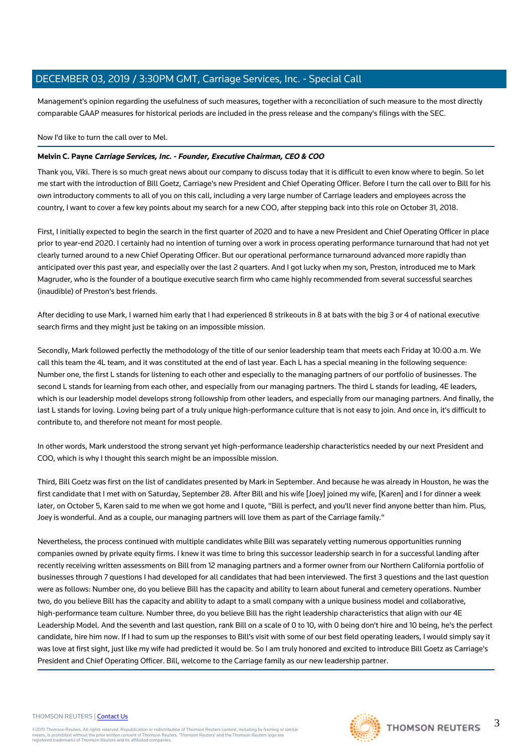Management's opinion regarding the usefulness of such measures, together with a reconciliation of such measure to the most directly comparable GAAP measures for historical periods are included in the press release and the company's filings with the SEC.

Now I'd like to turn the call over to Mel.

**Melvin C. Payne** ***Carriage Services, Inc. - Founder, Executive Chairman, CEO & COO***

Thank you, Viki. There is so much great news about our company to discuss today that it is difficult to even know where to begin. So let me start with the introduction of Bill Goetz, Carriage's new President and Chief Operating Officer. Before I turn the call over to Bill for his own introductory comments to all of you on this call, including a very large number of Carriage leaders and employees across the country, I want to cover a few key points about my search for a new COO, after stepping back into this role on October 31, 2018.

First, I initially expected to begin the search in the first quarter of 2020 and to have a new President and Chief Operating Officer in place prior to year-end 2020. I certainly had no intention of turning over a work in process operating performance turnaround that had not yet clearly turned around to a new Chief Operating Officer. But our operational performance turnaround advanced more rapidly than anticipated over this past year, and especially over the last 2 quarters. And I got lucky when my son, Preston, introduced me to Mark Magruder, who is the founder of a boutique executive search firm who came highly recommended from several successful searches (inaudible) of Preston's best friends.

After deciding to use Mark, I warned him early that I had experienced 8 strikeouts in 8 at bats with the big 3 or 4 of national executive search firms and they might just be taking on an impossible mission.

Secondly, Mark followed perfectly the methodology of the title of our senior leadership team that meets each Friday at 10:00 a.m. We call this team the 4L team, and it was constituted at the end of last year. Each L has a special meaning in the following sequence: Number one, the first L stands for listening to each other and especially to the managing partners of our portfolio of businesses. The second L stands for learning from each other, and especially from our managing partners. The third L stands for leading, 4E leaders, which is our leadership model develops strong followship from other leaders, and especially from our managing partners. And finally, the last L stands for loving. Loving being part of a truly unique high-performance culture that is not easy to join. And once in, it's difficult to contribute to, and therefore not meant for most people.

In other words, Mark understood the strong servant yet high-performance leadership characteristics needed by our next President and COO, which is why I thought this search might be an impossible mission.

Third, Bill Goetz was first on the list of candidates presented by Mark in September. And because he was already in Houston, he was the first candidate that I met with on Saturday, September 28. After Bill and his wife [Joey] joined my wife, [Karen] and I for dinner a week later, on October 5, Karen said to me when we got home and I quote, "Bill is perfect, and you'll never find anyone better than him. Plus, Joey is wonderful. And as a couple, our managing partners will love them as part of the Carriage family."

Nevertheless, the process continued with multiple candidates while Bill was separately vetting numerous opportunities running companies owned by private equity firms. I knew it was time to bring this successor leadership search in for a successful landing after recently receiving written assessments on Bill from 12 managing partners and a former owner from our Northern California portfolio of businesses through 7 questions I had developed for all candidates that had been interviewed. The first 3 questions and the last question were as follows: Number one, do you believe Bill has the capacity and ability to learn about funeral and cemetery operations. Number two, do you believe Bill has the capacity and ability to adapt to a small company with a unique business model and collaborative, high-performance team culture. Number three, do you believe Bill has the right leadership characteristics that align with our 4E Leadership Model. And the seventh and last question, rank Bill on a scale of 0 to 10, with 0 being don't hire and 10 being, he's the perfect candidate, hire him now. If I had to sum up the responses to Bill's visit with some of our best field operating leaders, I would simply say it was love at first sight, just like my wife had predicted it would be. So I am truly honored and excited to introduce Bill Goetz as Carriage's President and Chief Operating Officer. Bill, welcome to the Carriage family as our new leadership partner.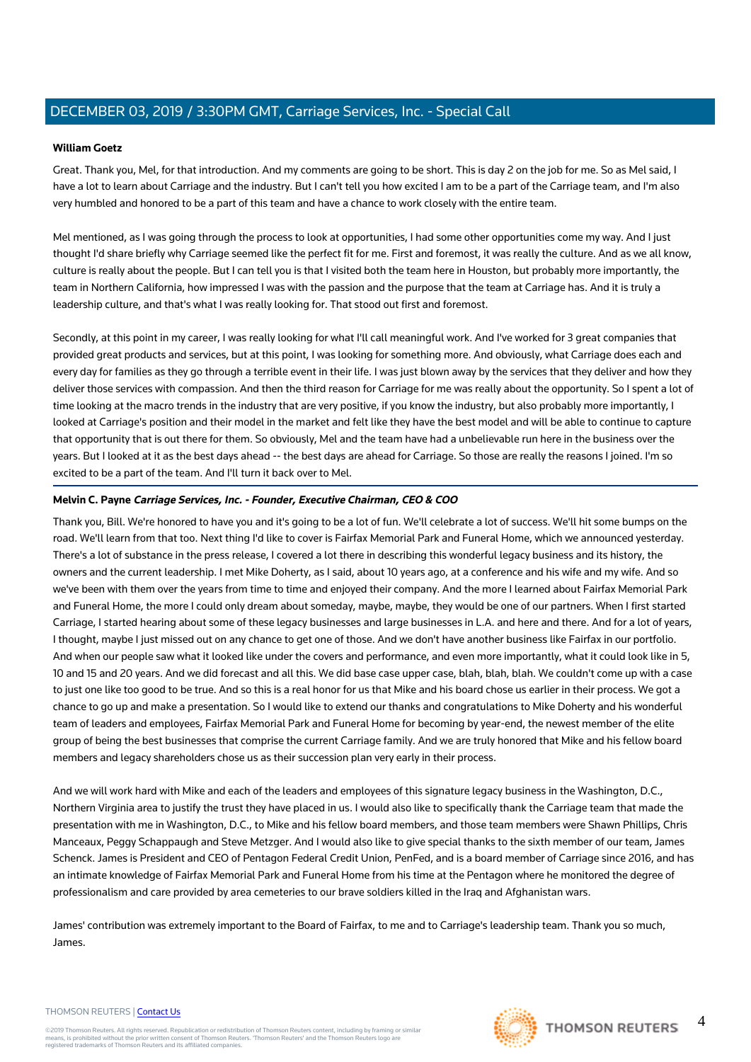**William Goetz**

Great. Thank you, Mel, for that introduction. And my comments are going to be short. This is day 2 on the job for me. So as Mel said, I have a lot to learn about Carriage and the industry. But I can't tell you how excited I am to be a part of the Carriage team, and I'm also very humbled and honored to be a part of this team and have a chance to work closely with the entire team.

Mel mentioned, as I was going through the process to look at opportunities, I had some other opportunities come my way. And I just thought I'd share briefly why Carriage seemed like the perfect fit for me. First and foremost, it was really the culture. And as we all know, culture is really about the people. But I can tell you is that I visited both the team here in Houston, but probably more importantly, the team in Northern California, how impressed I was with the passion and the purpose that the team at Carriage has. And it is truly a leadership culture, and that's what I was really looking for. That stood out first and foremost.

Secondly, at this point in my career, I was really looking for what I'll call meaningful work. And I've worked for 3 great companies that provided great products and services, but at this point, I was looking for something more. And obviously, what Carriage does each and every day for families as they go through a terrible event in their life. I was just blown away by the services that they deliver and how they deliver those services with compassion. And then the third reason for Carriage for me was really about the opportunity. So I spent a lot of time looking at the macro trends in the industry that are very positive, if you know the industry, but also probably more importantly, I looked at Carriage's position and their model in the market and felt like they have the best model and will be able to continue to capture that opportunity that is out there for them. So obviously, Mel and the team have had a unbelievable run here in the business over the years. But I looked at it as the best days ahead -- the best days are ahead for Carriage. So those are really the reasons I joined. I'm so excited to be a part of the team. And I'll turn it back over to Mel.

**Melvin C. Payne** ***Carriage Services, Inc. - Founder, Executive Chairman, CEO & COO***

Thank you, Bill. We're honored to have you and it's going to be a lot of fun. We'll celebrate a lot of success. We'll hit some bumps on the road. We'll learn from that too. Next thing I'd like to cover is Fairfax Memorial Park and Funeral Home, which we announced yesterday. There's a lot of substance in the press release, I covered a lot there in describing this wonderful legacy business and its history, the owners and the current leadership. I met Mike Doherty, as I said, about 10 years ago, at a conference and his wife and my wife. And so we've been with them over the years from time to time and enjoyed their company. And the more I learned about Fairfax Memorial Park and Funeral Home, the more I could only dream about someday, maybe, maybe, they would be one of our partners. When I first started Carriage, I started hearing about some of these legacy businesses and large businesses in L.A. and here and there. And for a lot of years, I thought, maybe I just missed out on any chance to get one of those. And we don't have another business like Fairfax in our portfolio. And when our people saw what it looked like under the covers and performance, and even more importantly, what it could look like in 5, 10 and 15 and 20 years. And we did forecast and all this. We did base case upper case, blah, blah, blah. We couldn't come up with a case to just one like too good to be true. And so this is a real honor for us that Mike and his board chose us earlier in their process. We got a chance to go up and make a presentation. So I would like to extend our thanks and congratulations to Mike Doherty and his wonderful team of leaders and employees, Fairfax Memorial Park and Funeral Home for becoming by year-end, the newest member of the elite group of being the best businesses that comprise the current Carriage family. And we are truly honored that Mike and his fellow board members and legacy shareholders chose us as their succession plan very early in their process.

And we will work hard with Mike and each of the leaders and employees of this signature legacy business in the Washington, D.C., Northern Virginia area to justify the trust they have placed in us. I would also like to specifically thank the Carriage team that made the presentation with me in Washington, D.C., to Mike and his fellow board members, and those team members were Shawn Phillips, Chris Manceaux, Peggy Schappaugh and Steve Metzger. And I would also like to give special thanks to the sixth member of our team, James Schenck. James is President and CEO of Pentagon Federal Credit Union, PenFed, and is a board member of Carriage since 2016, and has an intimate knowledge of Fairfax Memorial Park and Funeral Home from his time at the Pentagon where he monitored the degree of professionalism and care provided by area cemeteries to our brave soldiers killed in the Iraq and Afghanistan wars.

James' contribution was extremely important to the Board of Fairfax, to me and to Carriage's leadership team. Thank you so much, James.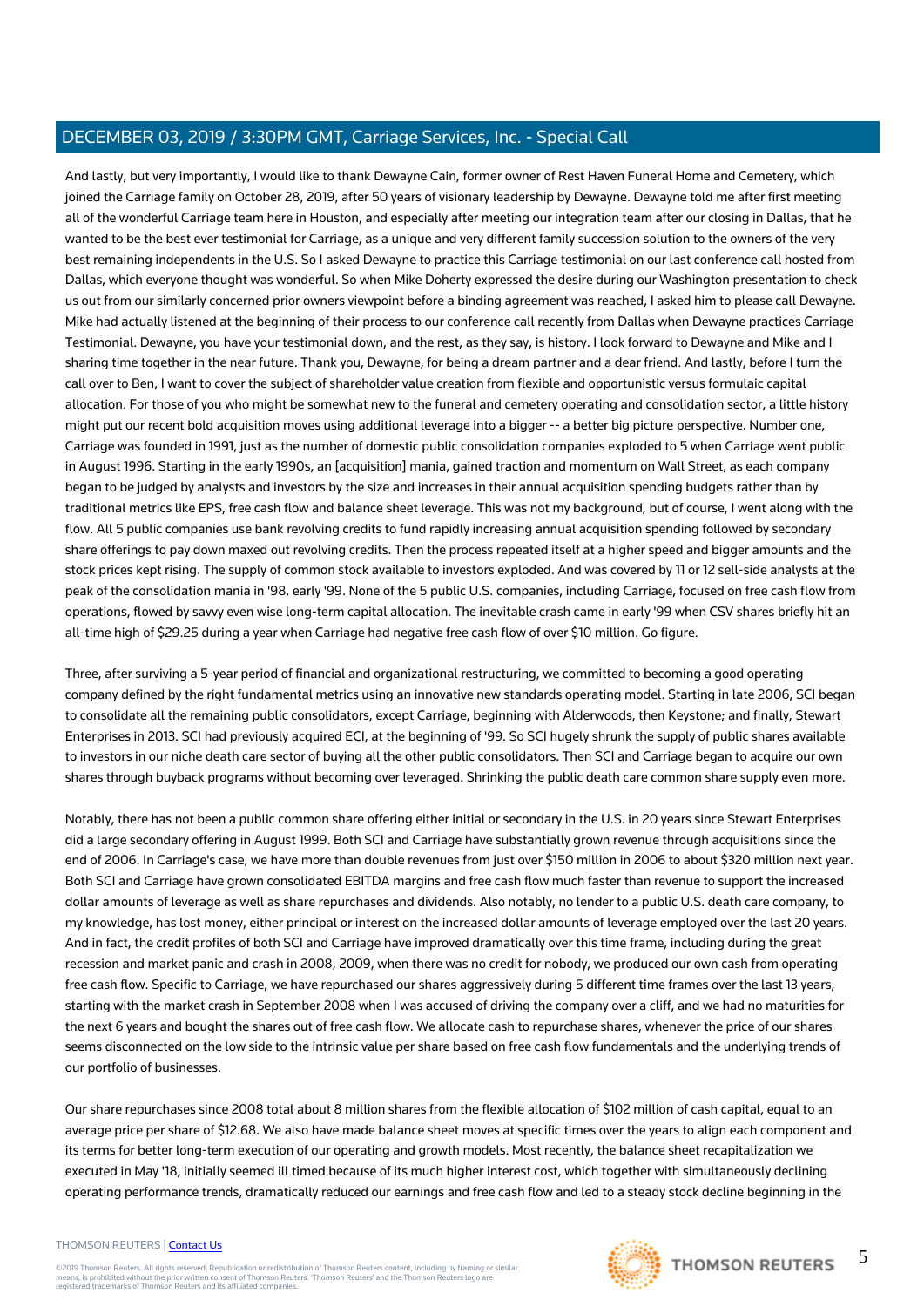And lastly, but very importantly, I would like to thank Dewayne Cain, former owner of Rest Haven Funeral Home and Cemetery, which joined the Carriage family on October 28, 2019, after 50 years of visionary leadership by Dewayne. Dewayne told me after first meeting all of the wonderful Carriage team here in Houston, and especially after meeting our integration team after our closing in Dallas, that he wanted to be the best ever testimonial for Carriage, as a unique and very different family succession solution to the owners of the very best remaining independents in the U.S. So I asked Dewayne to practice this Carriage testimonial on our last conference call hosted from Dallas, which everyone thought was wonderful. So when Mike Doherty expressed the desire during our Washington presentation to check us out from our similarly concerned prior owners viewpoint before a binding agreement was reached, I asked him to please call Dewayne. Mike had actually listened at the beginning of their process to our conference call recently from Dallas when Dewayne practices Carriage Testimonial. Dewayne, you have your testimonial down, and the rest, as they say, is history. I look forward to Dewayne and Mike and I sharing time together in the near future. Thank you, Dewayne, for being a dream partner and a dear friend. And lastly, before I turn the call over to Ben, I want to cover the subject of shareholder value creation from flexible and opportunistic versus formulaic capital allocation. For those of you who might be somewhat new to the funeral and cemetery operating and consolidation sector, a little history might put our recent bold acquisition moves using additional leverage into a bigger -- a better big picture perspective. Number one, Carriage was founded in 1991, just as the number of domestic public consolidation companies exploded to 5 when Carriage went public in August 1996. Starting in the early 1990s, an [acquisition] mania, gained traction and momentum on Wall Street, as each company began to be judged by analysts and investors by the size and increases in their annual acquisition spending budgets rather than by traditional metrics like EPS, free cash flow and balance sheet leverage. This was not my background, but of course, I went along with the flow. All 5 public companies use bank revolving credits to fund rapidly increasing annual acquisition spending followed by secondary share offerings to pay down maxed out revolving credits. Then the process repeated itself at a higher speed and bigger amounts and the stock prices kept rising. The supply of common stock available to investors exploded. And was covered by 11 or 12 sell-side analysts at the peak of the consolidation mania in '98, early '99. None of the 5 public U.S. companies, including Carriage, focused on free cash flow from operations, flowed by savvy even wise long-term capital allocation. The inevitable crash came in early '99 when CSV shares briefly hit an all-time high of $29.25 during a year when Carriage had negative free cash flow of over $10 million. Go figure.

Three, after surviving a 5-year period of financial and organizational restructuring, we committed to becoming a good operating company defined by the right fundamental metrics using an innovative new standards operating model. Starting in late 2006, SCI began to consolidate all the remaining public consolidators, except Carriage, beginning with Alderwoods, then Keystone; and finally, Stewart Enterprises in 2013. SCI had previously acquired ECI, at the beginning of '99. So SCI hugely shrunk the supply of public shares available to investors in our niche death care sector of buying all the other public consolidators. Then SCI and Carriage began to acquire our own shares through buyback programs without becoming over leveraged. Shrinking the public death care common share supply even more.

Notably, there has not been a public common share offering either initial or secondary in the U.S. in 20 years since Stewart Enterprises did a large secondary offering in August 1999. Both SCI and Carriage have substantially grown revenue through acquisitions since the end of 2006. In Carriage's case, we have more than double revenues from just over $150 million in 2006 to about $320 million next year. Both SCI and Carriage have grown consolidated EBITDA margins and free cash flow much faster than revenue to support the increased dollar amounts of leverage as well as share repurchases and dividends. Also notably, no lender to a public U.S. death care company, to my knowledge, has lost money, either principal or interest on the increased dollar amounts of leverage employed over the last 20 years. And in fact, the credit profiles of both SCI and Carriage have improved dramatically over this time frame, including during the great recession and market panic and crash in 2008, 2009, when there was no credit for nobody, we produced our own cash from operating free cash flow. Specific to Carriage, we have repurchased our shares aggressively during 5 different time frames over the last 13 years, starting with the market crash in September 2008 when I was accused of driving the company over a cliff, and we had no maturities for the next 6 years and bought the shares out of free cash flow. We allocate cash to repurchase shares, whenever the price of our shares seems disconnected on the low side to the intrinsic value per share based on free cash flow fundamentals and the underlying trends of our portfolio of businesses.

Our share repurchases since 2008 total about 8 million shares from the flexible allocation of $102 million of cash capital, equal to an average price per share of $12.68. We also have made balance sheet moves at specific times over the years to align each component and its terms for better long-term execution of our operating and growth models. Most recently, the balance sheet recapitalization we executed in May '18, initially seemed ill timed because of its much higher interest cost, which together with simultaneously declining operating performance trends, dramatically reduced our earnings and free cash flow and led to a steady stock decline beginning in the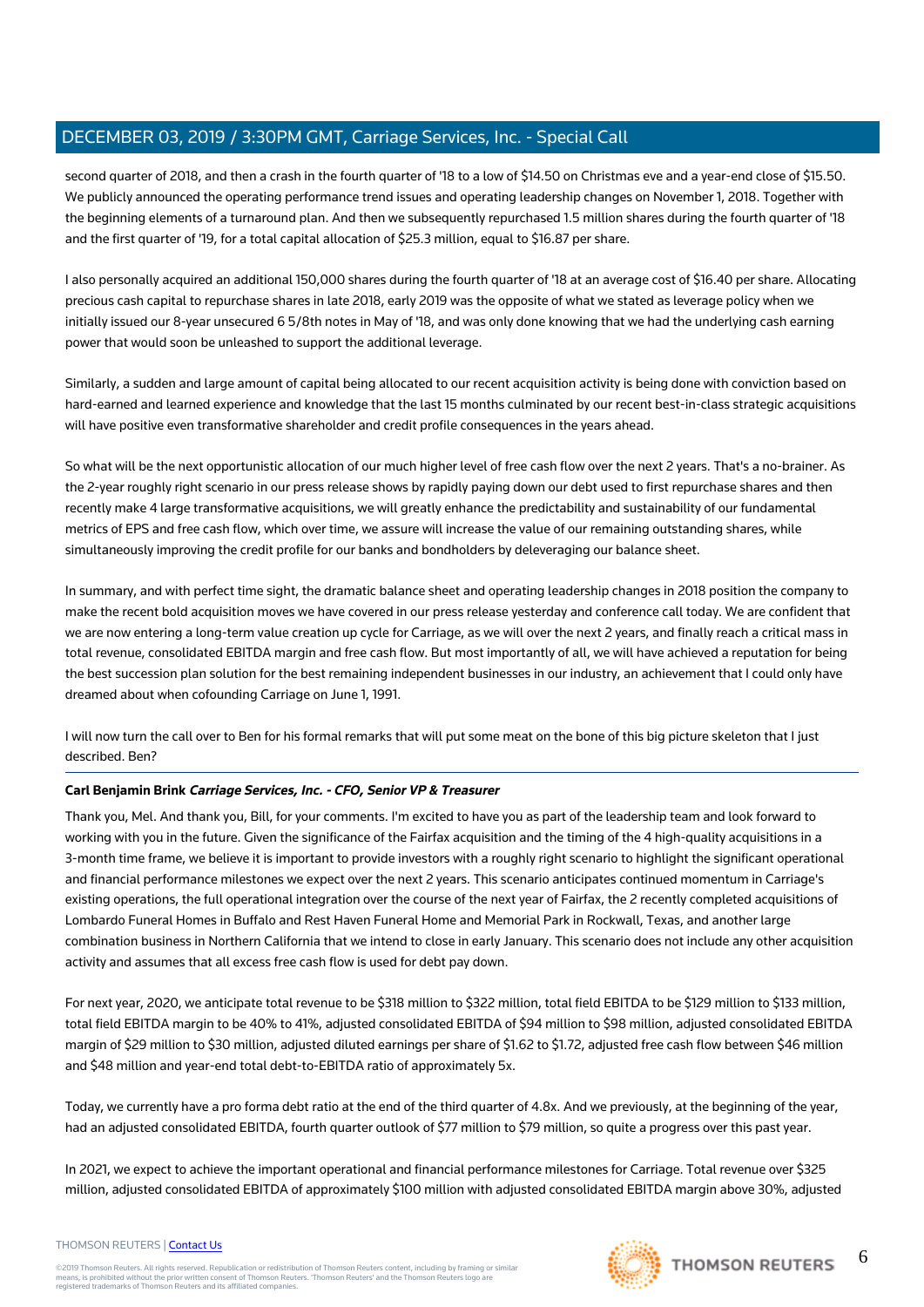second quarter of 2018, and then a crash in the fourth quarter of '18 to a low of $14.50 on Christmas eve and a year-end close of $15.50. We publicly announced the operating performance trend issues and operating leadership changes on November 1, 2018. Together with the beginning elements of a turnaround plan. And then we subsequently repurchased 1.5 million shares during the fourth quarter of '18 and the first quarter of '19, for a total capital allocation of $25.3 million, equal to $16.87 per share.

I also personally acquired an additional 150,000 shares during the fourth quarter of '18 at an average cost of $16.40 per share. Allocating precious cash capital to repurchase shares in late 2018, early 2019 was the opposite of what we stated as leverage policy when we initially issued our 8-year unsecured 6 5/8th notes in May of '18, and was only done knowing that we had the underlying cash earning power that would soon be unleashed to support the additional leverage.

Similarly, a sudden and large amount of capital being allocated to our recent acquisition activity is being done with conviction based on hard-earned and learned experience and knowledge that the last 15 months culminated by our recent best-in-class strategic acquisitions will have positive even transformative shareholder and credit profile consequences in the years ahead.

So what will be the next opportunistic allocation of our much higher level of free cash flow over the next 2 years. That's a no-brainer. As the 2-year roughly right scenario in our press release shows by rapidly paying down our debt used to first repurchase shares and then recently make 4 large transformative acquisitions, we will greatly enhance the predictability and sustainability of our fundamental metrics of EPS and free cash flow, which over time, we assure will increase the value of our remaining outstanding shares, while simultaneously improving the credit profile for our banks and bondholders by deleveraging our balance sheet.

In summary, and with perfect time sight, the dramatic balance sheet and operating leadership changes in 2018 position the company to make the recent bold acquisition moves we have covered in our press release yesterday and conference call today. We are confident that we are now entering a long-term value creation up cycle for Carriage, as we will over the next 2 years, and finally reach a critical mass in total revenue, consolidated EBITDA margin and free cash flow. But most importantly of all, we will have achieved a reputation for being the best succession plan solution for the best remaining independent businesses in our industry, an achievement that I could only have dreamed about when cofounding Carriage on June 1, 1991.

I will now turn the call over to Ben for his formal remarks that will put some meat on the bone of this big picture skeleton that I just described. Ben?

**Carl Benjamin Brink** ***Carriage Services, Inc. - CFO, Senior VP & Treasurer***

Thank you, Mel. And thank you, Bill, for your comments. I'm excited to have you as part of the leadership team and look forward to working with you in the future. Given the significance of the Fairfax acquisition and the timing of the 4 high-quality acquisitions in a 3-month time frame, we believe it is important to provide investors with a roughly right scenario to highlight the significant operational and financial performance milestones we expect over the next 2 years. This scenario anticipates continued momentum in Carriage's existing operations, the full operational integration over the course of the next year of Fairfax, the 2 recently completed acquisitions of Lombardo Funeral Homes in Buffalo and Rest Haven Funeral Home and Memorial Park in Rockwall, Texas, and another large combination business in Northern California that we intend to close in early January. This scenario does not include any other acquisition activity and assumes that all excess free cash flow is used for debt pay down.

For next year, 2020, we anticipate total revenue to be $318 million to $322 million, total field EBITDA to be $129 million to $133 million, total field EBITDA margin to be 40% to 41%, adjusted consolidated EBITDA of $94 million to $98 million, adjusted consolidated EBITDA margin of $29 million to $30 million, adjusted diluted earnings per share of $1.62 to $1.72, adjusted free cash flow between $46 million and $48 million and year-end total debt-to-EBITDA ratio of approximately 5x.

Today, we currently have a pro forma debt ratio at the end of the third quarter of 4.8x. And we previously, at the beginning of the year, had an adjusted consolidated EBITDA, fourth quarter outlook of $77 million to $79 million, so quite a progress over this past year.

In 2021, we expect to achieve the important operational and financial performance milestones for Carriage. Total revenue over $325 million, adjusted consolidated EBITDA of approximately $100 million with adjusted consolidated EBITDA margin above 30%, adjusted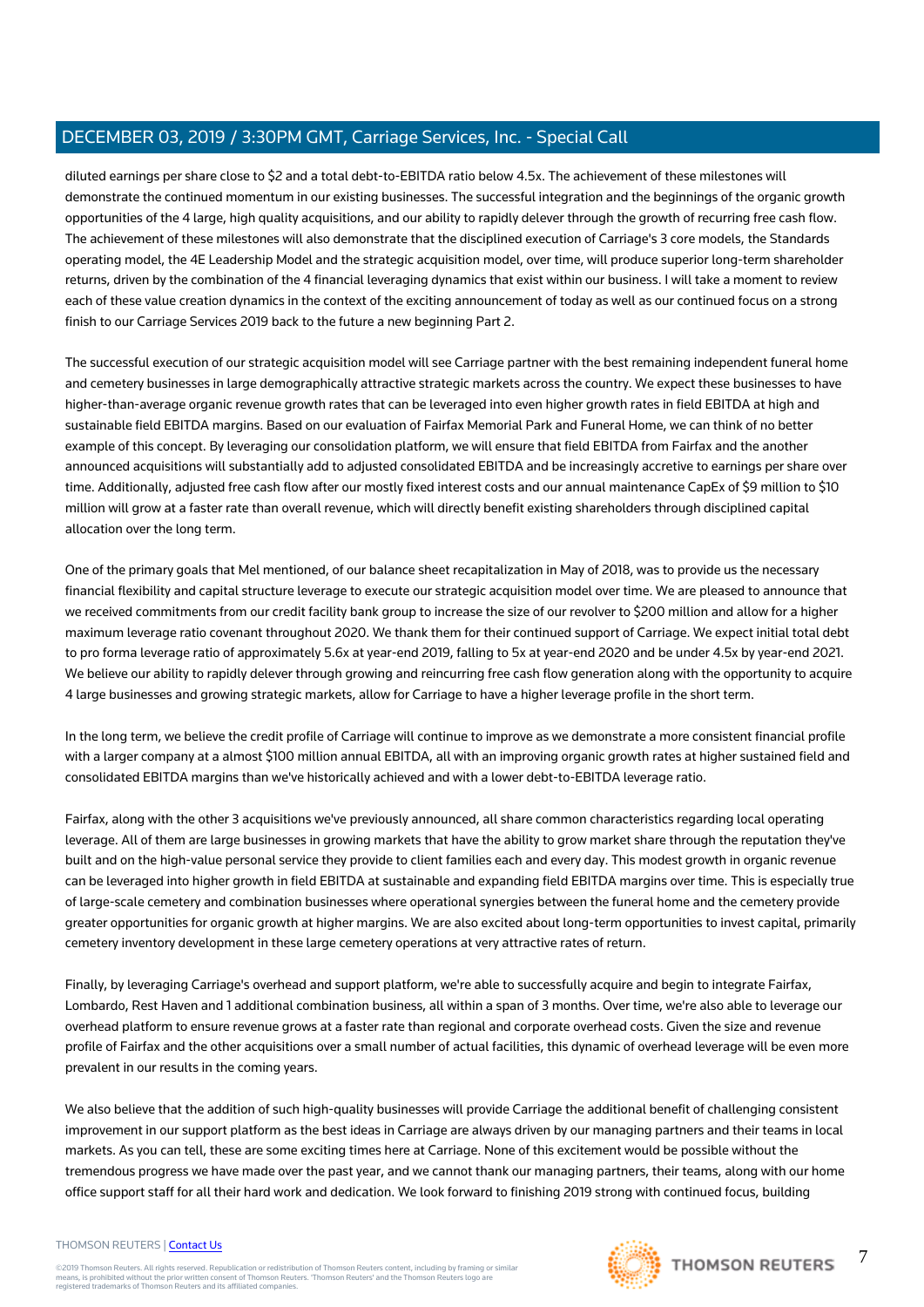diluted earnings per share close to $2 and a total debt-to-EBITDA ratio below 4.5x. The achievement of these milestones will demonstrate the continued momentum in our existing businesses. The successful integration and the beginnings of the organic growth opportunities of the 4 large, high quality acquisitions, and our ability to rapidly delever through the growth of recurring free cash flow. The achievement of these milestones will also demonstrate that the disciplined execution of Carriage's 3 core models, the Standards operating model, the 4E Leadership Model and the strategic acquisition model, over time, will produce superior long-term shareholder returns, driven by the combination of the 4 financial leveraging dynamics that exist within our business. I will take a moment to review each of these value creation dynamics in the context of the exciting announcement of today as well as our continued focus on a strong finish to our Carriage Services 2019 back to the future a new beginning Part 2.

The successful execution of our strategic acquisition model will see Carriage partner with the best remaining independent funeral home and cemetery businesses in large demographically attractive strategic markets across the country. We expect these businesses to have higher-than-average organic revenue growth rates that can be leveraged into even higher growth rates in field EBITDA at high and sustainable field EBITDA margins. Based on our evaluation of Fairfax Memorial Park and Funeral Home, we can think of no better example of this concept. By leveraging our consolidation platform, we will ensure that field EBITDA from Fairfax and the another announced acquisitions will substantially add to adjusted consolidated EBITDA and be increasingly accretive to earnings per share over time. Additionally, adjusted free cash flow after our mostly fixed interest costs and our annual maintenance CapEx of $9 million to $10 million will grow at a faster rate than overall revenue, which will directly benefit existing shareholders through disciplined capital allocation over the long term.

One of the primary goals that Mel mentioned, of our balance sheet recapitalization in May of 2018, was to provide us the necessary financial flexibility and capital structure leverage to execute our strategic acquisition model over time. We are pleased to announce that we received commitments from our credit facility bank group to increase the size of our revolver to $200 million and allow for a higher maximum leverage ratio covenant throughout 2020. We thank them for their continued support of Carriage. We expect initial total debt to pro forma leverage ratio of approximately 5.6x at year-end 2019, falling to 5x at year-end 2020 and be under 4.5x by year-end 2021. We believe our ability to rapidly delever through growing and reincurring free cash flow generation along with the opportunity to acquire 4 large businesses and growing strategic markets, allow for Carriage to have a higher leverage profile in the short term.

In the long term, we believe the credit profile of Carriage will continue to improve as we demonstrate a more consistent financial profile with a larger company at a almost $100 million annual EBITDA, all with an improving organic growth rates at higher sustained field and consolidated EBITDA margins than we've historically achieved and with a lower debt-to-EBITDA leverage ratio.

Fairfax, along with the other 3 acquisitions we've previously announced, all share common characteristics regarding local operating leverage. All of them are large businesses in growing markets that have the ability to grow market share through the reputation they've built and on the high-value personal service they provide to client families each and every day. This modest growth in organic revenue can be leveraged into higher growth in field EBITDA at sustainable and expanding field EBITDA margins over time. This is especially true of large-scale cemetery and combination businesses where operational synergies between the funeral home and the cemetery provide greater opportunities for organic growth at higher margins. We are also excited about long-term opportunities to invest capital, primarily cemetery inventory development in these large cemetery operations at very attractive rates of return.

Finally, by leveraging Carriage's overhead and support platform, we're able to successfully acquire and begin to integrate Fairfax, Lombardo, Rest Haven and 1 additional combination business, all within a span of 3 months. Over time, we're also able to leverage our overhead platform to ensure revenue grows at a faster rate than regional and corporate overhead costs. Given the size and revenue profile of Fairfax and the other acquisitions over a small number of actual facilities, this dynamic of overhead leverage will be even more prevalent in our results in the coming years.

We also believe that the addition of such high-quality businesses will provide Carriage the additional benefit of challenging consistent improvement in our support platform as the best ideas in Carriage are always driven by our managing partners and their teams in local markets. As you can tell, these are some exciting times here at Carriage. None of this excitement would be possible without the tremendous progress we have made over the past year, and we cannot thank our managing partners, their teams, along with our home office support staff for all their hard work and dedication. We look forward to finishing 2019 strong with continued focus, building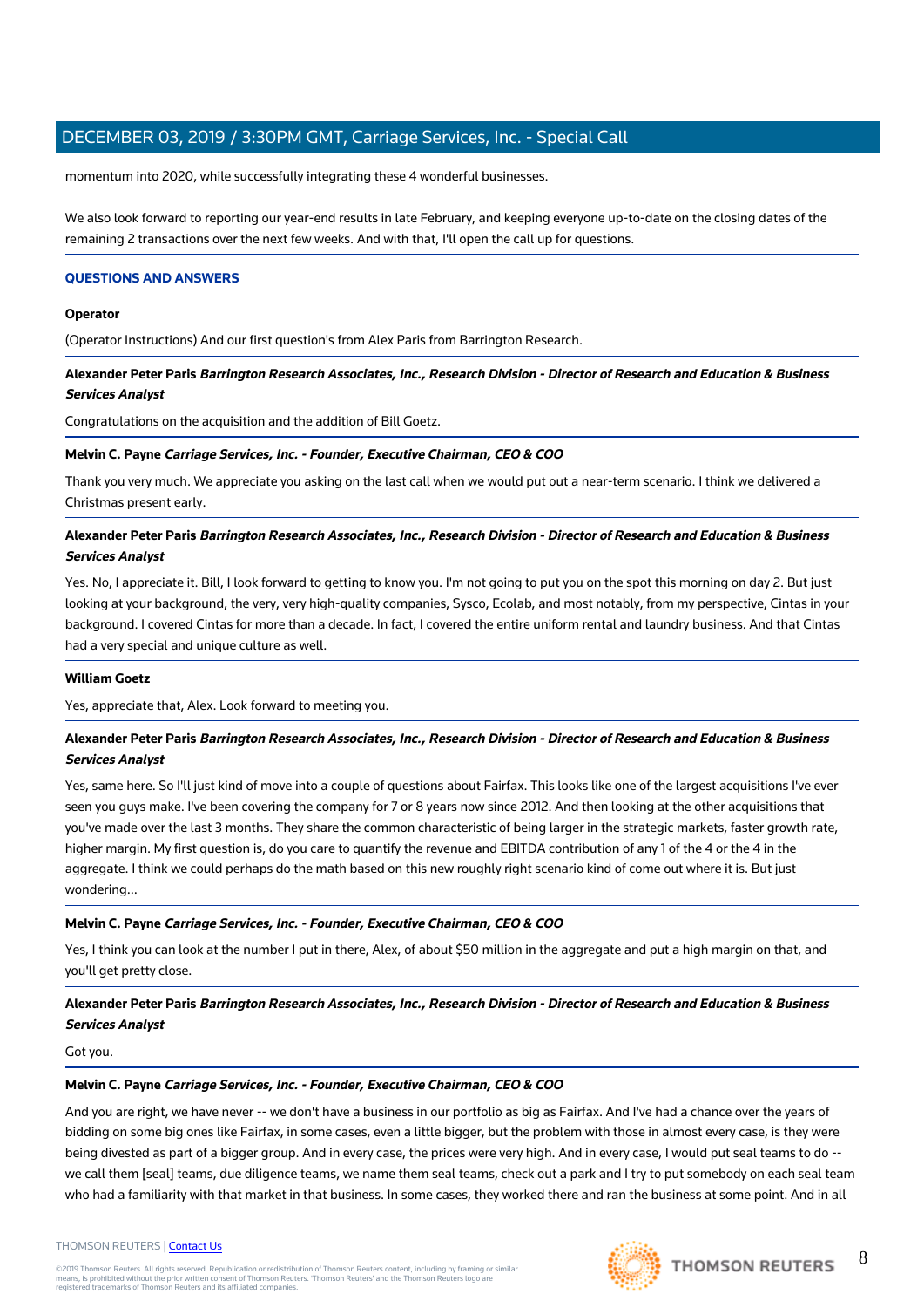momentum into 2020, while successfully integrating these 4 wonderful businesses.

We also look forward to reporting our year-end results in late February, and keeping everyone up-to-date on the closing dates of the remaining 2 transactions over the next few weeks. And with that, I'll open the call up for questions.

## QUESTIONS AND ANSWERS

**Operator**

(Operator Instructions) And our first question's from Alex Paris from Barrington Research.

**Alexander Peter Paris** ***Barrington Research Associates, Inc., Research Division - Director of Research and Education & Business Services Analyst***

Congratulations on the acquisition and the addition of Bill Goetz.

**Melvin C. Payne** ***Carriage Services, Inc. - Founder, Executive Chairman, CEO & COO***

Thank you very much. We appreciate you asking on the last call when we would put out a near-term scenario. I think we delivered a Christmas present early.

**Alexander Peter Paris** ***Barrington Research Associates, Inc., Research Division - Director of Research and Education & Business Services Analyst***

Yes. No, I appreciate it. Bill, I look forward to getting to know you. I'm not going to put you on the spot this morning on day 2. But just looking at your background, the very, very high-quality companies, Sysco, Ecolab, and most notably, from my perspective, Cintas in your background. I covered Cintas for more than a decade. In fact, I covered the entire uniform rental and laundry business. And that Cintas had a very special and unique culture as well.

**William Goetz**

Yes, appreciate that, Alex. Look forward to meeting you.

**Alexander Peter Paris** ***Barrington Research Associates, Inc., Research Division - Director of Research and Education & Business Services Analyst***

Yes, same here. So I'll just kind of move into a couple of questions about Fairfax. This looks like one of the largest acquisitions I've ever seen you guys make. I've been covering the company for 7 or 8 years now since 2012. And then looking at the other acquisitions that you've made over the last 3 months. They share the common characteristic of being larger in the strategic markets, faster growth rate, higher margin. My first question is, do you care to quantify the revenue and EBITDA contribution of any 1 of the 4 or the 4 in the aggregate. I think we could perhaps do the math based on this new roughly right scenario kind of come out where it is. But just wondering...

**Melvin C. Payne** ***Carriage Services, Inc. - Founder, Executive Chairman, CEO & COO***

Yes, I think you can look at the number I put in there, Alex, of about $50 million in the aggregate and put a high margin on that, and you'll get pretty close.

**Alexander Peter Paris** ***Barrington Research Associates, Inc., Research Division - Director of Research and Education & Business Services Analyst***

Got you.

**Melvin C. Payne** ***Carriage Services, Inc. - Founder, Executive Chairman, CEO & COO***

And you are right, we have never -- we don't have a business in our portfolio as big as Fairfax. And I've had a chance over the years of bidding on some big ones like Fairfax, in some cases, even a little bigger, but the problem with those in almost every case, is they were being divested as part of a bigger group. And in every case, the prices were very high. And in every case, I would put seal teams to do -- we call them [seal] teams, due diligence teams, we name them seal teams, check out a park and I try to put somebody on each seal team who had a familiarity with that market in that business. In some cases, they worked there and ran the business at some point. And in all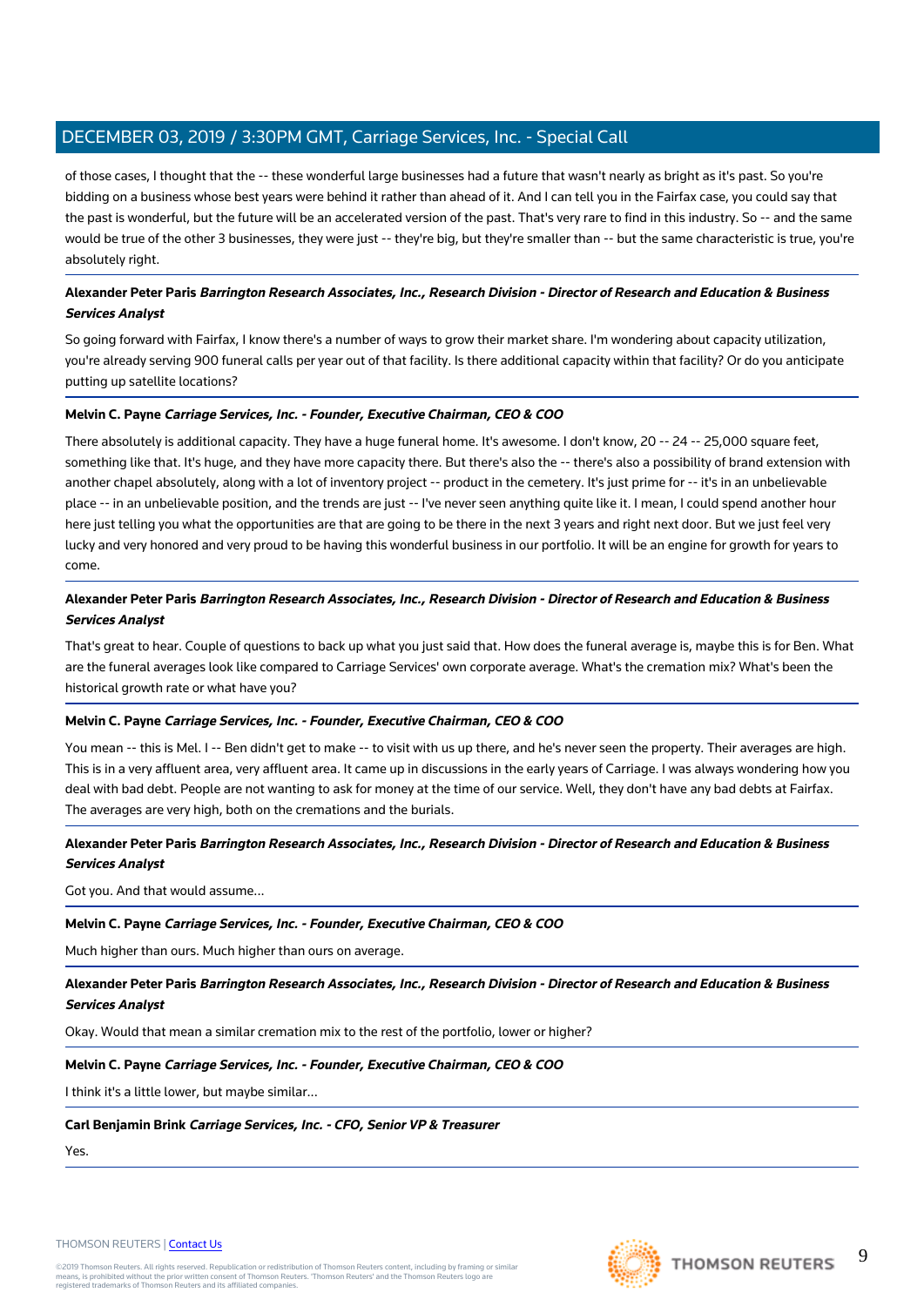of those cases, I thought that the -- these wonderful large businesses had a future that wasn't nearly as bright as it's past. So you're bidding on a business whose best years were behind it rather than ahead of it. And I can tell you in the Fairfax case, you could say that the past is wonderful, but the future will be an accelerated version of the past. That's very rare to find in this industry. So -- and the same would be true of the other 3 businesses, they were just -- they're big, but they're smaller than -- but the same characteristic is true, you're absolutely right.

**Alexander Peter Paris** ***Barrington Research Associates, Inc., Research Division - Director of Research and Education & Business Services Analyst***

So going forward with Fairfax, I know there's a number of ways to grow their market share. I'm wondering about capacity utilization, you're already serving 900 funeral calls per year out of that facility. Is there additional capacity within that facility? Or do you anticipate putting up satellite locations?

**Melvin C. Payne** ***Carriage Services, Inc. - Founder, Executive Chairman, CEO & COO***

There absolutely is additional capacity. They have a huge funeral home. It's awesome. I don't know, 20 -- 24 -- 25,000 square feet, something like that. It's huge, and they have more capacity there. But there's also the -- there's also a possibility of brand extension with another chapel absolutely, along with a lot of inventory project -- product in the cemetery. It's just prime for -- it's in an unbelievable place -- in an unbelievable position, and the trends are just -- I've never seen anything quite like it. I mean, I could spend another hour here just telling you what the opportunities are that are going to be there in the next 3 years and right next door. But we just feel very lucky and very honored and very proud to be having this wonderful business in our portfolio. It will be an engine for growth for years to come.

**Alexander Peter Paris** ***Barrington Research Associates, Inc., Research Division - Director of Research and Education & Business Services Analyst***

That's great to hear. Couple of questions to back up what you just said. How does the funeral average is, maybe this is for Ben. What are the funeral averages look like compared to Carriage Services' own corporate average. What's the cremation mix? What's been the historical growth rate or what have you?

**Melvin C. Payne** ***Carriage Services, Inc. - Founder, Executive Chairman, CEO & COO***

You mean -- this is Mel. I -- Ben didn't get to make -- to visit with us up there, and he's never seen the property. Their averages are high. This is in a very affluent area, very affluent area. It came up in discussions in the early years of Carriage. I was always wondering how you deal with bad debt. People are not wanting to ask for money at the time of our service. Well, they don't have any bad debts at Fairfax. The averages are very high, both on the cremations and the burials.

**Alexander Peter Paris** ***Barrington Research Associates, Inc., Research Division - Director of Research and Education & Business Services Analyst***

Got you. And that would assume...

**Melvin C. Payne** ***Carriage Services, Inc. - Founder, Executive Chairman, CEO & COO***

Much higher than ours. Much higher than ours on average.

**Alexander Peter Paris** ***Barrington Research Associates, Inc., Research Division - Director of Research and Education & Business Services Analyst***

Okay. Would that mean a similar cremation mix to the rest of the portfolio, lower or higher?

**Melvin C. Payne** ***Carriage Services, Inc. - Founder, Executive Chairman, CEO & COO***

I think it's a little lower, but maybe similar...

**Carl Benjamin Brink** ***Carriage Services, Inc. - CFO, Senior VP & Treasurer***

Yes.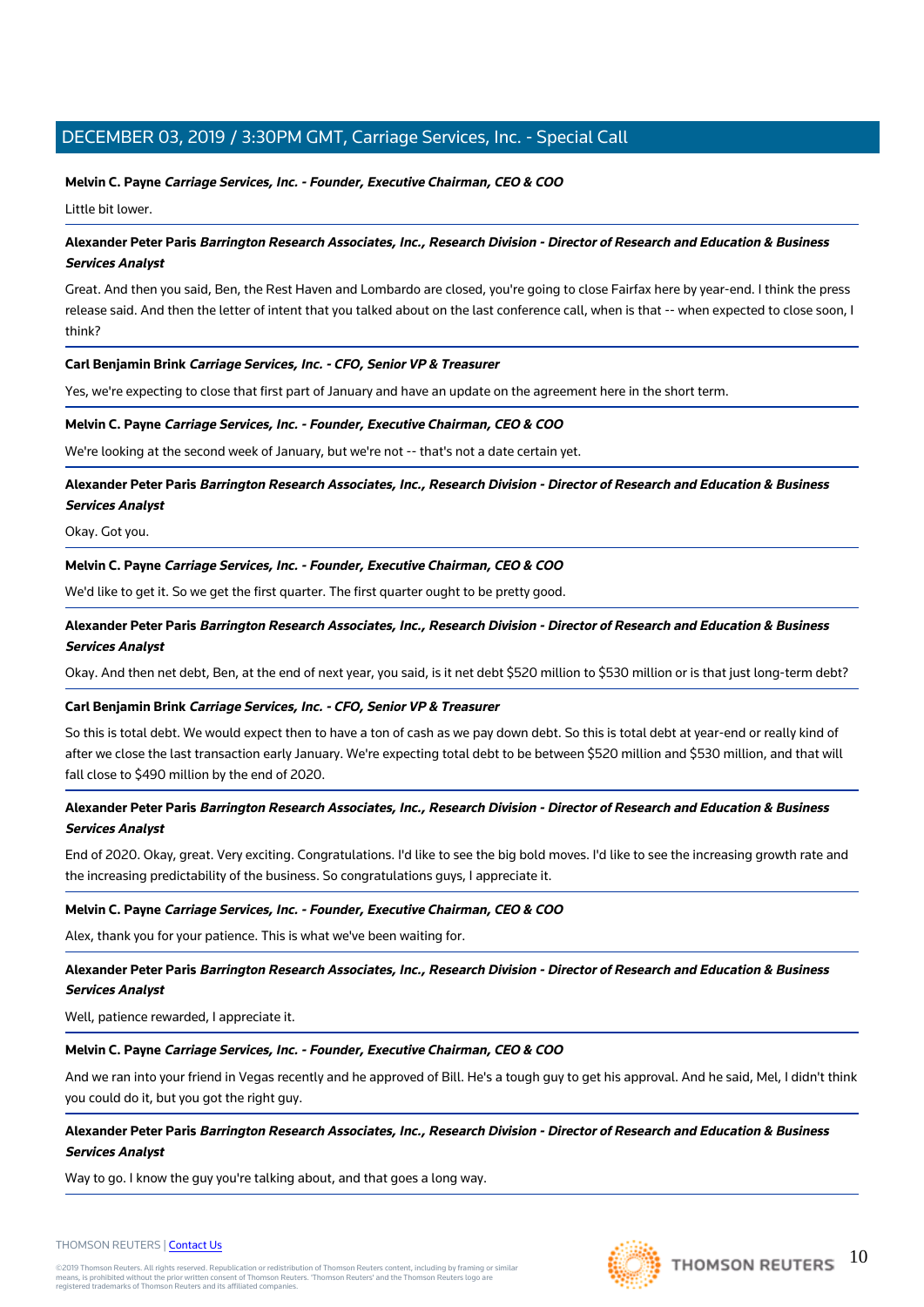**Melvin C. Payne** ***Carriage Services, Inc. - Founder, Executive Chairman, CEO & COO***

Little bit lower.

---

**Alexander Peter Paris** ***Barrington Research Associates, Inc., Research Division - Director of Research and Education & Business Services Analyst***

Great. And then you said, Ben, the Rest Haven and Lombardo are closed, you're going to close Fairfax here by year-end. I think the press release said. And then the letter of intent that you talked about on the last conference call, when is that -- when expected to close soon, I think?

---

**Carl Benjamin Brink** ***Carriage Services, Inc. - CFO, Senior VP & Treasurer***

Yes, we're expecting to close that first part of January and have an update on the agreement here in the short term.

---

**Melvin C. Payne** ***Carriage Services, Inc. - Founder, Executive Chairman, CEO & COO***

We're looking at the second week of January, but we're not -- that's not a date certain yet.

---

**Alexander Peter Paris** ***Barrington Research Associates, Inc., Research Division - Director of Research and Education & Business Services Analyst***

Okay. Got you.

---

**Melvin C. Payne** ***Carriage Services, Inc. - Founder, Executive Chairman, CEO & COO***

We'd like to get it. So we get the first quarter. The first quarter ought to be pretty good.

---

**Alexander Peter Paris** ***Barrington Research Associates, Inc., Research Division - Director of Research and Education & Business Services Analyst***

Okay. And then net debt, Ben, at the end of next year, you said, is it net debt $520 million to $530 million or is that just long-term debt?

---

**Carl Benjamin Brink** ***Carriage Services, Inc. - CFO, Senior VP & Treasurer***

So this is total debt. We would expect then to have a ton of cash as we pay down debt. So this is total debt at year-end or really kind of after we close the last transaction early January. We're expecting total debt to be between $520 million and $530 million, and that will fall close to $490 million by the end of 2020.

---

**Alexander Peter Paris** ***Barrington Research Associates, Inc., Research Division - Director of Research and Education & Business Services Analyst***

End of 2020. Okay, great. Very exciting. Congratulations. I'd like to see the big bold moves. I'd like to see the increasing growth rate and the increasing predictability of the business. So congratulations guys, I appreciate it.

---

**Melvin C. Payne** ***Carriage Services, Inc. - Founder, Executive Chairman, CEO & COO***

Alex, thank you for your patience. This is what we've been waiting for.

---

**Alexander Peter Paris** ***Barrington Research Associates, Inc., Research Division - Director of Research and Education & Business Services Analyst***

Well, patience rewarded, I appreciate it.

---

**Melvin C. Payne** ***Carriage Services, Inc. - Founder, Executive Chairman, CEO & COO***

And we ran into your friend in Vegas recently and he approved of Bill. He's a tough guy to get his approval. And he said, Mel, I didn't think you could do it, but you got the right guy.

---

**Alexander Peter Paris** ***Barrington Research Associates, Inc., Research Division - Director of Research and Education & Business Services Analyst***

Way to go. I know the guy you're talking about, and that goes a long way.

---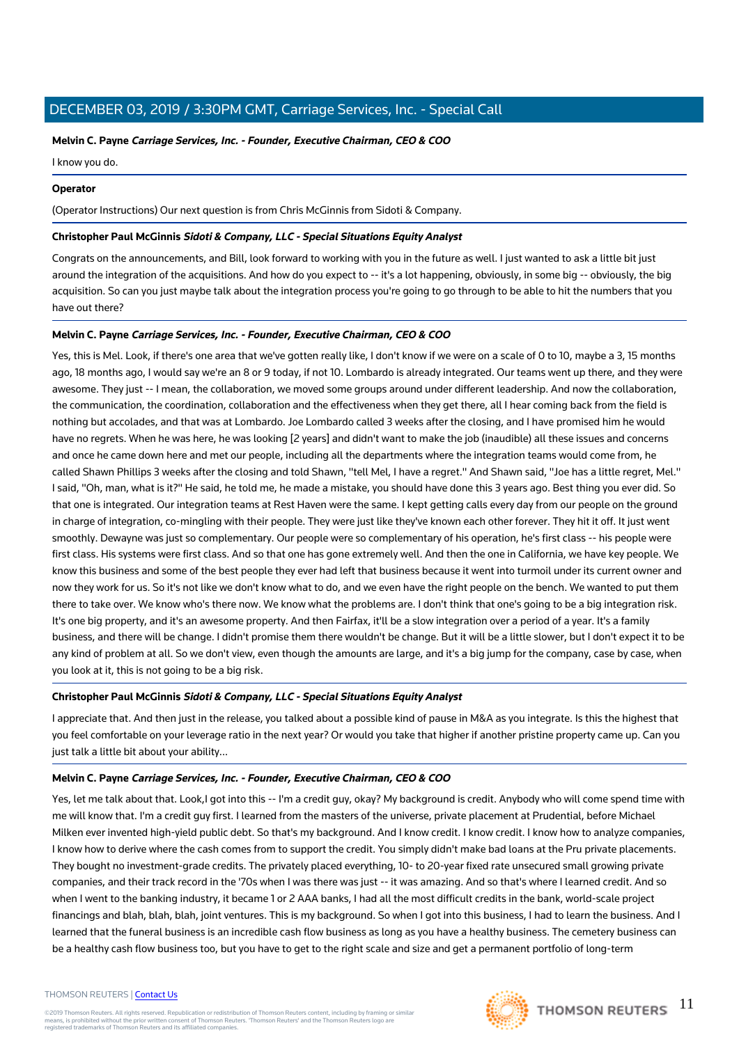**Melvin C. Payne** ***Carriage Services, Inc. - Founder, Executive Chairman, CEO & COO***

I know you do.

**Operator**

(Operator Instructions) Our next question is from Chris McGinnis from Sidoti & Company.

**Christopher Paul McGinnis** ***Sidoti & Company, LLC - Special Situations Equity Analyst***

Congrats on the announcements, and Bill, look forward to working with you in the future as well. I just wanted to ask a little bit just around the integration of the acquisitions. And how do you expect to -- it's a lot happening, obviously, in some big -- obviously, the big acquisition. So can you just maybe talk about the integration process you're going to go through to be able to hit the numbers that you have out there?

**Melvin C. Payne** ***Carriage Services, Inc. - Founder, Executive Chairman, CEO & COO***

Yes, this is Mel. Look, if there's one area that we've gotten really like, I don't know if we were on a scale of 0 to 10, maybe a 3, 15 months ago, 18 months ago, I would say we're an 8 or 9 today, if not 10. Lombardo is already integrated. Our teams went up there, and they were awesome. They just -- I mean, the collaboration, we moved some groups around under different leadership. And now the collaboration, the communication, the coordination, collaboration and the effectiveness when they get there, all I hear coming back from the field is nothing but accolades, and that was at Lombardo. Joe Lombardo called 3 weeks after the closing, and I have promised him he would have no regrets. When he was here, he was looking [2 years] and didn't want to make the job (inaudible) all these issues and concerns and once he came down here and met our people, including all the departments where the integration teams would come from, he called Shawn Phillips 3 weeks after the closing and told Shawn, "tell Mel, I have a regret." And Shawn said, "Joe has a little regret, Mel." I said, "Oh, man, what is it?" He said, he told me, he made a mistake, you should have done this 3 years ago. Best thing you ever did. So that one is integrated. Our integration teams at Rest Haven were the same. I kept getting calls every day from our people on the ground in charge of integration, co-mingling with their people. They were just like they've known each other forever. They hit it off. It just went smoothly. Dewayne was just so complementary. Our people were so complementary of his operation, he's first class -- his people were first class. His systems were first class. And so that one has gone extremely well. And then the one in California, we have key people. We know this business and some of the best people they ever had left that business because it went into turmoil under its current owner and now they work for us. So it's not like we don't know what to do, and we even have the right people on the bench. We wanted to put them there to take over. We know who's there now. We know what the problems are. I don't think that one's going to be a big integration risk. It's one big property, and it's an awesome property. And then Fairfax, it'll be a slow integration over a period of a year. It's a family business, and there will be change. I didn't promise them there wouldn't be change. But it will be a little slower, but I don't expect it to be any kind of problem at all. So we don't view, even though the amounts are large, and it's a big jump for the company, case by case, when you look at it, this is not going to be a big risk.

**Christopher Paul McGinnis** ***Sidoti & Company, LLC - Special Situations Equity Analyst***

I appreciate that. And then just in the release, you talked about a possible kind of pause in M&A as you integrate. Is this the highest that you feel comfortable on your leverage ratio in the next year? Or would you take that higher if another pristine property came up. Can you just talk a little bit about your ability...

**Melvin C. Payne** ***Carriage Services, Inc. - Founder, Executive Chairman, CEO & COO***

Yes, let me talk about that. Look,I got into this -- I'm a credit guy, okay? My background is credit. Anybody who will come spend time with me will know that. I'm a credit guy first. I learned from the masters of the universe, private placement at Prudential, before Michael Milken ever invented high-yield public debt. So that's my background. And I know credit. I know credit. I know how to analyze companies, I know how to derive where the cash comes from to support the credit. You simply didn't make bad loans at the Pru private placements. They bought no investment-grade credits. The privately placed everything, 10- to 20-year fixed rate unsecured small growing private companies, and their track record in the '70s when I was there was just -- it was amazing. And so that's where I learned credit. And so when I went to the banking industry, it became 1 or 2 AAA banks, I had all the most difficult credits in the bank, world-scale project financings and blah, blah, blah, joint ventures. This is my background. So when I got into this business, I had to learn the business. And I learned that the funeral business is an incredible cash flow business as long as you have a healthy business. The cemetery business can be a healthy cash flow business too, but you have to get to the right scale and size and get a permanent portfolio of long-term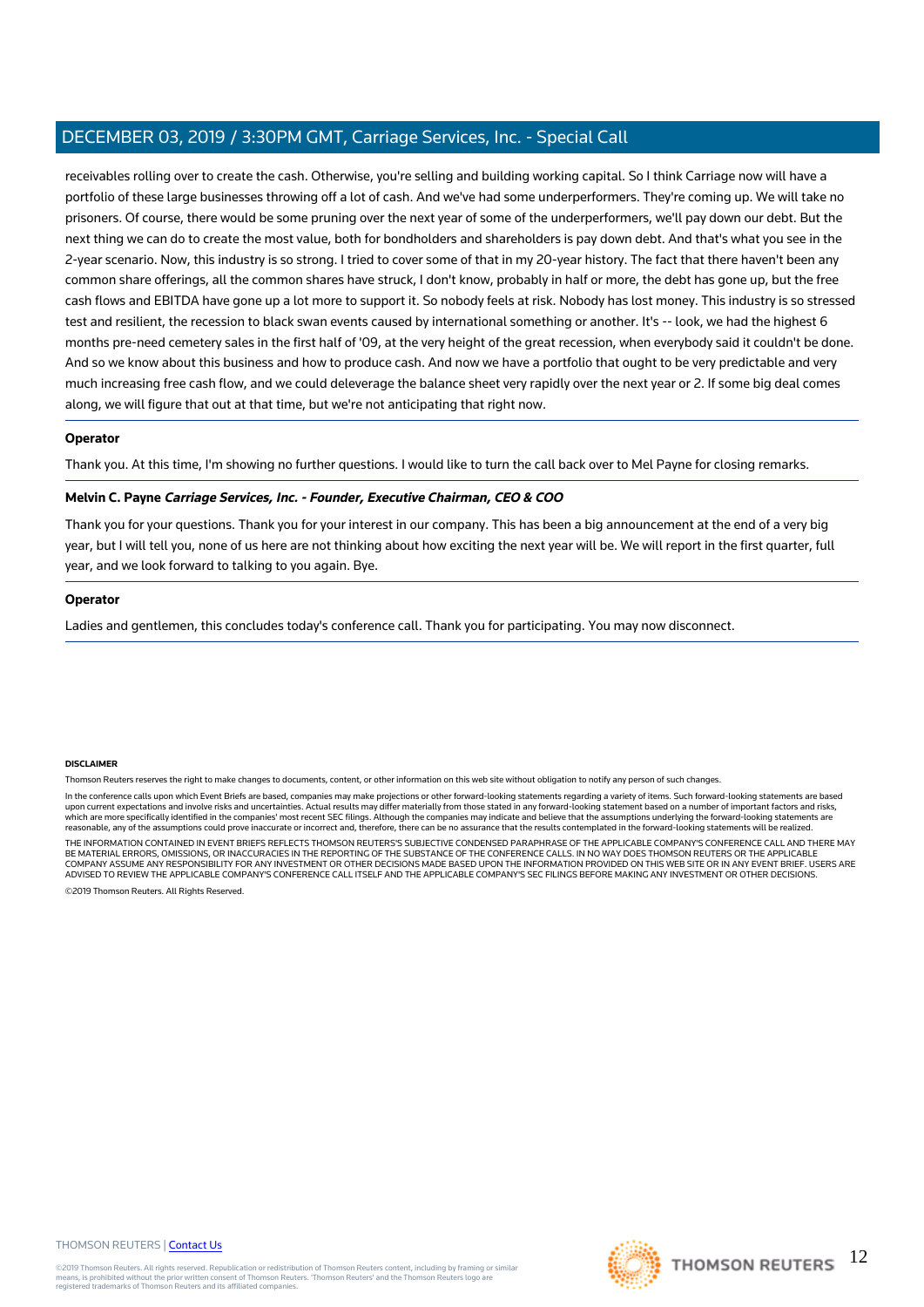receivables rolling over to create the cash. Otherwise, you're selling and building working capital. So I think Carriage now will have a portfolio of these large businesses throwing off a lot of cash. And we've had some underperformers. They're coming up. We will take no prisoners. Of course, there would be some pruning over the next year of some of the underperformers, we'll pay down our debt. But the next thing we can do to create the most value, both for bondholders and shareholders is pay down debt. And that's what you see in the 2-year scenario. Now, this industry is so strong. I tried to cover some of that in my 20-year history. The fact that there haven't been any common share offerings, all the common shares have struck, I don't know, probably in half or more, the debt has gone up, but the free cash flows and EBITDA have gone up a lot more to support it. So nobody feels at risk. Nobody has lost money. This industry is so stressed test and resilient, the recession to black swan events caused by international something or another. It's -- look, we had the highest 6 months pre-need cemetery sales in the first half of '09, at the very height of the great recession, when everybody said it couldn't be done. And so we know about this business and how to produce cash. And now we have a portfolio that ought to be very predictable and very much increasing free cash flow, and we could deleverage the balance sheet very rapidly over the next year or 2. If some big deal comes along, we will figure that out at that time, but we're not anticipating that right now.

**Operator**

Thank you. At this time, I'm showing no further questions. I would like to turn the call back over to Mel Payne for closing remarks.

**Melvin C. Payne** ***Carriage Services, Inc. - Founder, Executive Chairman, CEO & COO***

Thank you for your questions. Thank you for your interest in our company. This has been a big announcement at the end of a very big year, but I will tell you, none of us here are not thinking about how exciting the next year will be. We will report in the first quarter, full year, and we look forward to talking to you again. Bye.

**Operator**

Ladies and gentlemen, this concludes today's conference call. Thank you for participating. You may now disconnect.

**DISCLAIMER**

Thomson Reuters reserves the right to make changes to documents, content, or other information on this web site without obligation to notify any person of such changes.

In the conference calls upon which Event Briefs are based, companies may make projections or other forward-looking statements regarding a variety of items. Such forward-looking statements are based upon current expectations and involve risks and uncertainties. Actual results may differ materially from those stated in any forward-looking statement based on a number of important factors and risks, which are more specifically identified in the companies' most recent SEC filings. Although the companies may indicate and believe that the assumptions underlying the forward-looking statements are reasonable, any of the assumptions could prove inaccurate or incorrect and, therefore, there can be no assurance that the results contemplated in the forward-looking statements will be realized.

THE INFORMATION CONTAINED IN EVENT BRIEFS REFLECTS THOMSON REUTERS'S SUBJECTIVE CONDENSED PARAPHRASE OF THE APPLICABLE COMPANY'S CONFERENCE CALL AND THERE MAY BE MATERIAL ERRORS, OMISSIONS, OR INACCURACIES IN THE REPORTING OF THE SUBSTANCE OF THE CONFERENCE CALLS. IN NO WAY DOES THOMSON REUTERS OR THE APPLICABLE COMPANY ASSUME ANY RESPONSIBILITY FOR ANY INVESTMENT OR OTHER DECISIONS MADE BASED UPON THE INFORMATION PROVIDED ON THIS WEB SITE OR IN ANY EVENT BRIEF. USERS ARE ADVISED TO REVIEW THE APPLICABLE COMPANY'S CONFERENCE CALL ITSELF AND THE APPLICABLE COMPANY'S SEC FILINGS BEFORE MAKING ANY INVESTMENT OR OTHER DECISIONS.

©2019 Thomson Reuters. All Rights Reserved.